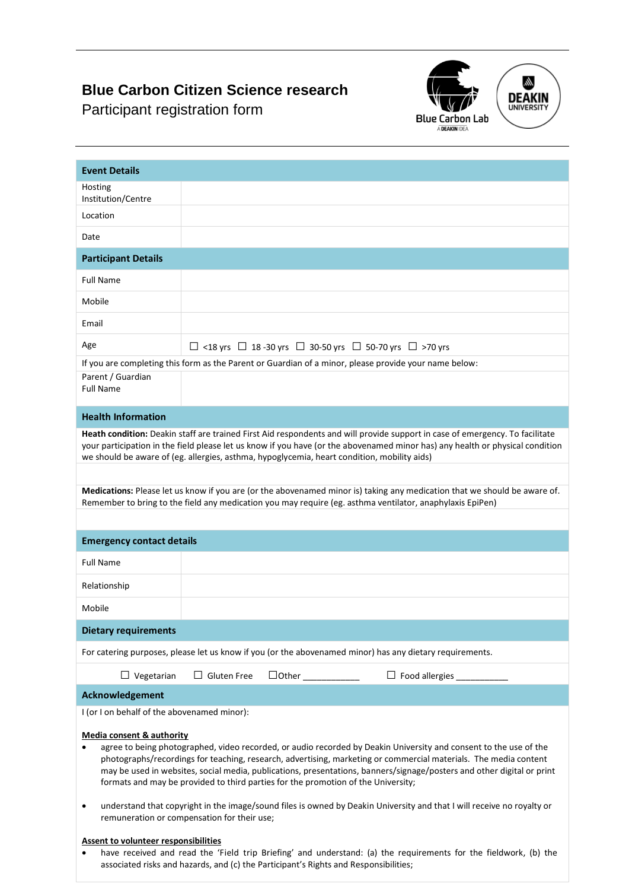# Blue Carbon Citizen Science research

Participant registration form

| Event Details | |
|---|---|
| Hosting Institution/Centre | |
| Location | |
| Date | |
| **Participant Details** | |
| Full Name | |
| Mobile | |
| Email | |
| Age | ☐ <18 yrs ☐ 18 -30 yrs ☐ 30-50 yrs ☐ 50-70 yrs ☐ >70 yrs |
| If you are completing this form as the Parent or Guardian of a minor, please provide your name below: | |
| Parent / Guardian Full Name | |

## Health Information

**Heath condition:** Deakin staff are trained First Aid respondents and will provide support in case of emergency. To facilitate your participation in the field please let us know if you have (or the abovenamed minor has) any health or physical condition we should be aware of (eg. allergies, asthma, hypoglycemia, heart condition, mobility aids)

**Medications:** Please let us know if you are (or the abovenamed minor is) taking any medication that we should be aware of. Remember to bring to the field any medication you may require (eg. asthma ventilator, anaphylaxis EpiPen)

## Emergency contact details

| Full Name | |
|---|---|
| Relationship | |
| Mobile | |

## Dietary requirements

For catering purposes, please let us know if you (or the abovenamed minor) has any dietary requirements.

☐ Vegetarian ☐ Gluten Free ☐Other ____________ ☐ Food allergies ___________

## Acknowledgement

I (or I on behalf of the abovenamed minor):

**Media consent & authority**

- agree to being photographed, video recorded, or audio recorded by Deakin University and consent to the use of the photographs/recordings for teaching, research, advertising, marketing or commercial materials. The media content may be used in websites, social media, publications, presentations, banners/signage/posters and other digital or print formats and may be provided to third parties for the promotion of the University;
- understand that copyright in the image/sound files is owned by Deakin University and that I will receive no royalty or remuneration or compensation for their use;

**Assent to volunteer responsibilities**

- have received and read the 'Field trip Briefing' and understand: (a) the requirements for the fieldwork, (b) the associated risks and hazards, and (c) the Participant's Rights and Responsibilities;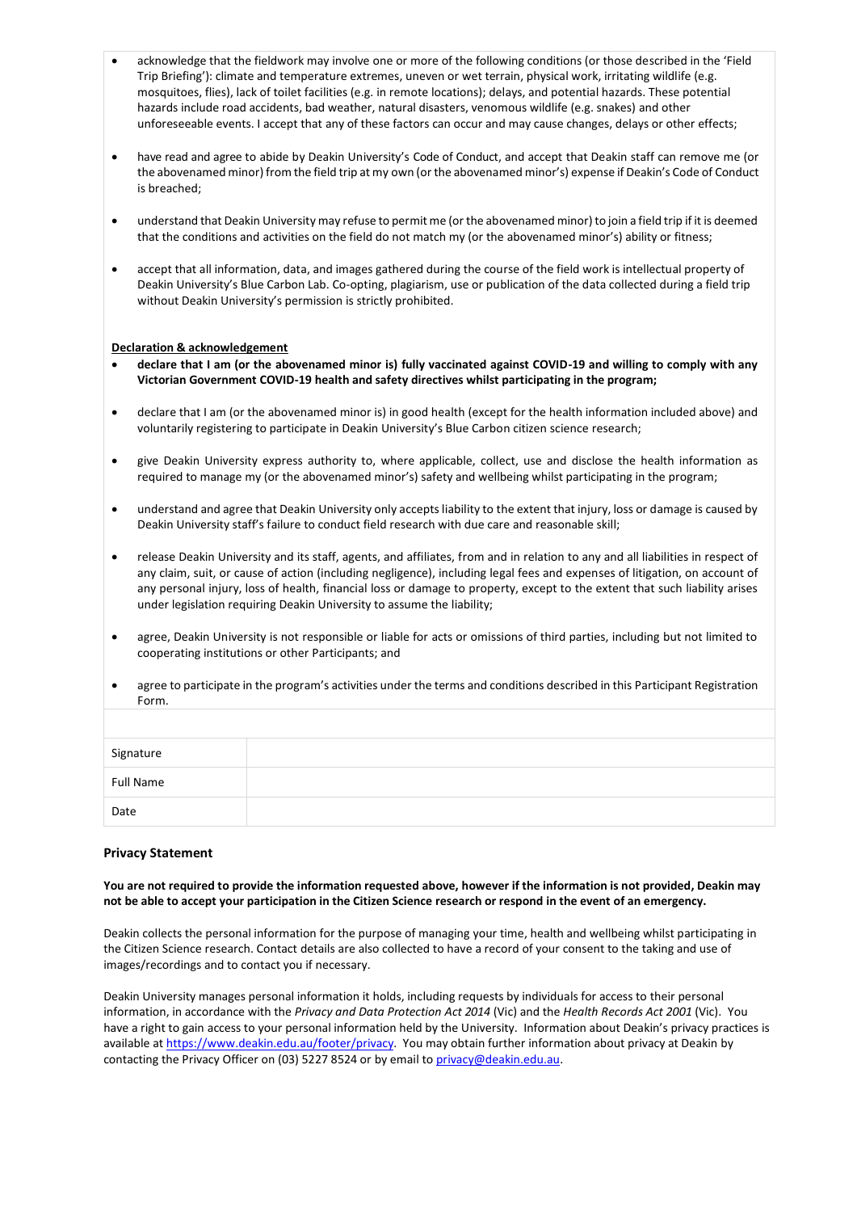- acknowledge that the fieldwork may involve one or more of the following conditions (or those described in the 'Field Trip Briefing'): climate and temperature extremes, uneven or wet terrain, physical work, irritating wildlife (e.g. mosquitoes, flies), lack of toilet facilities (e.g. in remote locations); delays, and potential hazards. These potential hazards include road accidents, bad weather, natural disasters, venomous wildlife (e.g. snakes) and other unforeseeable events. I accept that any of these factors can occur and may cause changes, delays or other effects;

- have read and agree to abide by Deakin University's Code of Conduct, and accept that Deakin staff can remove me (or the abovenamed minor) from the field trip at my own (or the abovenamed minor's) expense if Deakin's Code of Conduct is breached;

- understand that Deakin University may refuse to permit me (or the abovenamed minor) to join a field trip if it is deemed that the conditions and activities on the field do not match my (or the abovenamed minor's) ability or fitness;

- accept that all information, data, and images gathered during the course of the field work is intellectual property of Deakin University's Blue Carbon Lab. Co-opting, plagiarism, use or publication of the data collected during a field trip without Deakin University's permission is strictly prohibited.

**Declaration & acknowledgement**

- **declare that I am (or the abovenamed minor is) fully vaccinated against COVID-19 and willing to comply with any Victorian Government COVID-19 health and safety directives whilst participating in the program;**

- declare that I am (or the abovenamed minor is) in good health (except for the health information included above) and voluntarily registering to participate in Deakin University's Blue Carbon citizen science research;

- give Deakin University express authority to, where applicable, collect, use and disclose the health information as required to manage my (or the abovenamed minor's) safety and wellbeing whilst participating in the program;

- understand and agree that Deakin University only accepts liability to the extent that injury, loss or damage is caused by Deakin University staff's failure to conduct field research with due care and reasonable skill;

- release Deakin University and its staff, agents, and affiliates, from and in relation to any and all liabilities in respect of any claim, suit, or cause of action (including negligence), including legal fees and expenses of litigation, on account of any personal injury, loss of health, financial loss or damage to property, except to the extent that such liability arises under legislation requiring Deakin University to assume the liability;

- agree, Deakin University is not responsible or liable for acts or omissions of third parties, including but not limited to cooperating institutions or other Participants; and

- agree to participate in the program's activities under the terms and conditions described in this Participant Registration Form.

| | |
|---|---|
| Signature | |
| Full Name | |
| Date | |

**Privacy Statement**

**You are not required to provide the information requested above, however if the information is not provided, Deakin may not be able to accept your participation in the Citizen Science research or respond in the event of an emergency.**

Deakin collects the personal information for the purpose of managing your time, health and wellbeing whilst participating in the Citizen Science research. Contact details are also collected to have a record of your consent to the taking and use of images/recordings and to contact you if necessary.

Deakin University manages personal information it holds, including requests by individuals for access to their personal information, in accordance with the *Privacy and Data Protection Act 2014* (Vic) and the *Health Records Act 2001* (Vic). You have a right to gain access to your personal information held by the University. Information about Deakin's privacy practices is available at https://www.deakin.edu.au/footer/privacy. You may obtain further information about privacy at Deakin by contacting the Privacy Officer on (03) 5227 8524 or by email to privacy@deakin.edu.au.